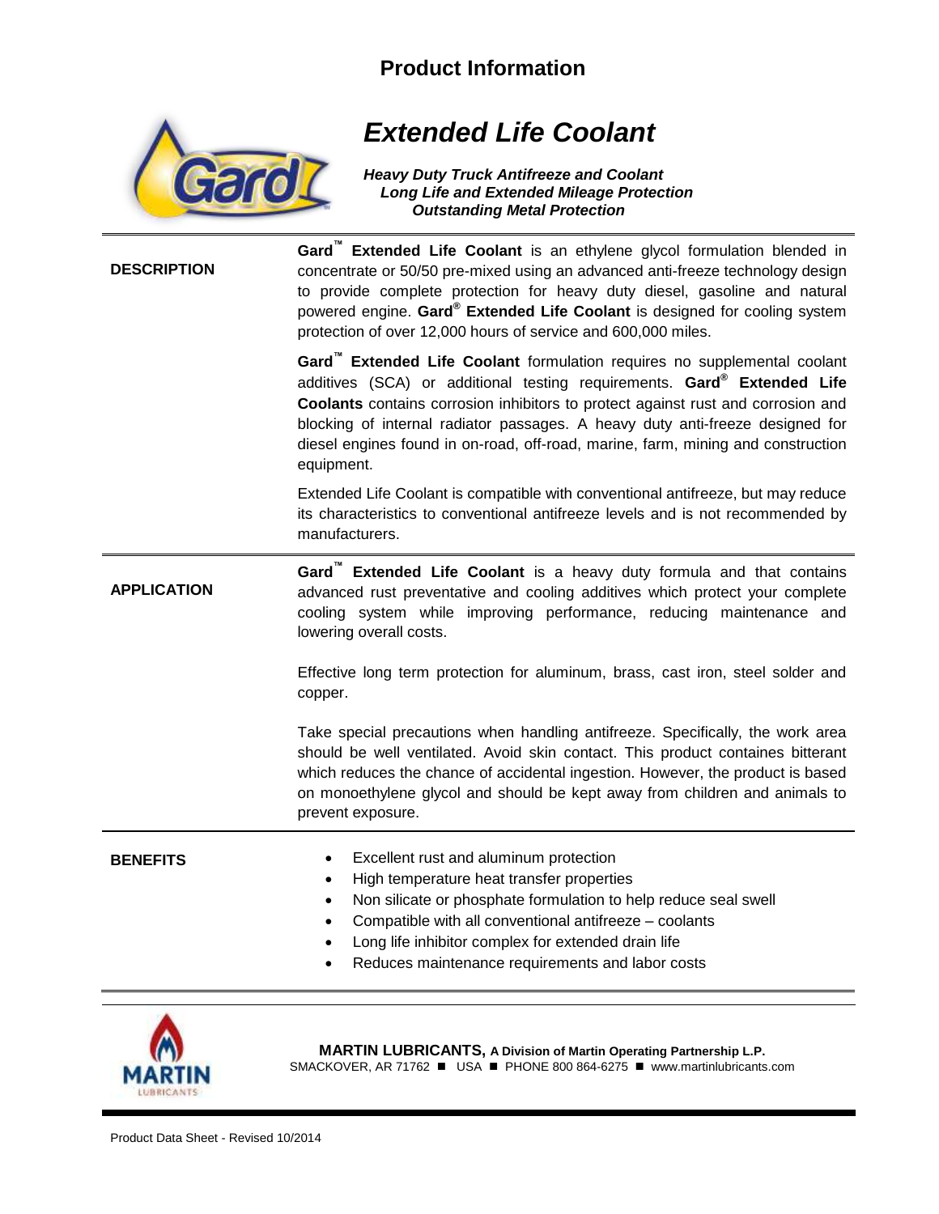# Product Information

## Extended Life Coolant

***Heavy Duty Truck Antifreeze and Coolant***
***Long Life and Extended Mileage Protection***
***Outstanding Metal Protection***

### DESCRIPTION

**Gard™ Extended Life Coolant** is an ethylene glycol formulation blended in concentrate or 50/50 pre-mixed using an advanced anti-freeze technology design to provide complete protection for heavy duty diesel, gasoline and natural powered engine. **Gard® Extended Life Coolant** is designed for cooling system protection of over 12,000 hours of service and 600,000 miles.

**Gard™ Extended Life Coolant** formulation requires no supplemental coolant additives (SCA) or additional testing requirements. **Gard® Extended Life Coolants** contains corrosion inhibitors to protect against rust and corrosion and blocking of internal radiator passages. A heavy duty anti-freeze designed for diesel engines found in on-road, off-road, marine, farm, mining and construction equipment.

Extended Life Coolant is compatible with conventional antifreeze, but may reduce its characteristics to conventional antifreeze levels and is not recommended by manufacturers.

### APPLICATION

**Gard™ Extended Life Coolant** is a heavy duty formula and that contains advanced rust preventative and cooling additives which protect your complete cooling system while improving performance, reducing maintenance and lowering overall costs.

Effective long term protection for aluminum, brass, cast iron, steel solder and copper.

Take special precautions when handling antifreeze. Specifically, the work area should be well ventilated. Avoid skin contact. This product containes bitterant which reduces the chance of accidental ingestion. However, the product is based on monoethylene glycol and should be kept away from children and animals to prevent exposure.

### BENEFITS

- Excellent rust and aluminum protection
- High temperature heat transfer properties
- Non silicate or phosphate formulation to help reduce seal swell
- Compatible with all conventional antifreeze – coolants
- Long life inhibitor complex for extended drain life
- Reduces maintenance requirements and labor costs

**MARTIN LUBRICANTS, A Division of Martin Operating Partnership L.P.**
SMACKOVER, AR 71762 ■ USA ■ PHONE 800 864-6275 ■ www.martinlubricants.com

Product Data Sheet - Revised 10/2014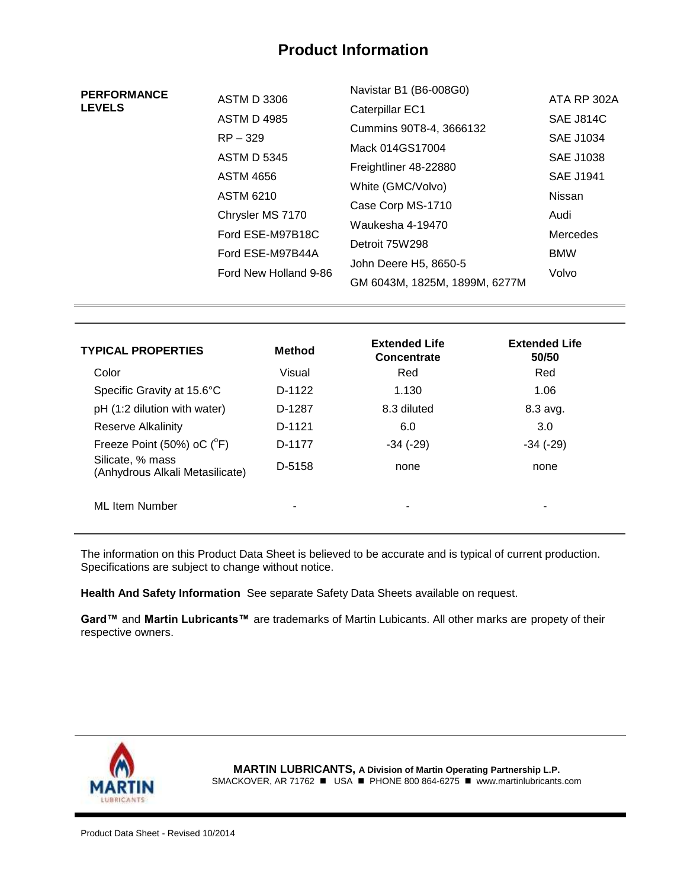# Product Information

**PERFORMANCE LEVELS**

| | | |
|---|---|---|
| ASTM D 3306 | Navistar B1 (B6-008G0) | ATA RP 302A |
| ASTM D 4985 | Caterpillar EC1 | SAE J814C |
| RP – 329 | Cummins 90T8-4, 3666132 | SAE J1034 |
| ASTM D 5345 | Mack 014GS17004 | SAE J1038 |
| ASTM 4656 | Freightliner 48-22880 | SAE J1941 |
| ASTM 6210 | White (GMC/Volvo) | Nissan |
| Chrysler MS 7170 | Case Corp MS-1710 | Audi |
| Ford ESE-M97B18C | Waukesha 4-19470 | Mercedes |
| Ford ESE-M97B44A | Detroit 75W298 | BMW |
| Ford New Holland 9-86 | John Deere H5, 8650-5 | Volvo |
| | GM 6043M, 1825M, 1899M, 6277M | |

| TYPICAL PROPERTIES | Method | Extended Life Concentrate | Extended Life 50/50 |
|---|---|---|---|
| Color | Visual | Red | Red |
| Specific Gravity at 15.6°C | D-1122 | 1.130 | 1.06 |
| pH (1:2 dilution with water) | D-1287 | 8.3 diluted | 8.3 avg. |
| Reserve Alkalinity | D-1121 | 6.0 | 3.0 |
| Freeze Point (50%) oC (°F) | D-1177 | -34 (-29) | -34 (-29) |
| Silicate, % mass (Anhydrous Alkali Metasilicate) | D-5158 | none | none |
| ML Item Number | - | - | - |

The information on this Product Data Sheet is believed to be accurate and is typical of current production. Specifications are subject to change without notice.

**Health And Safety Information** See separate Safety Data Sheets available on request.

**Gard™** and **Martin Lubricants™** are trademarks of Martin Lubicants. All other marks are propety of their respective owners.

**MARTIN LUBRICANTS, A Division of Martin Operating Partnership L.P.**
SMACKOVER, AR 71762 ■ USA ■ PHONE 800 864-6275 ■ www.martinlubricants.com

Product Data Sheet - Revised 10/2014